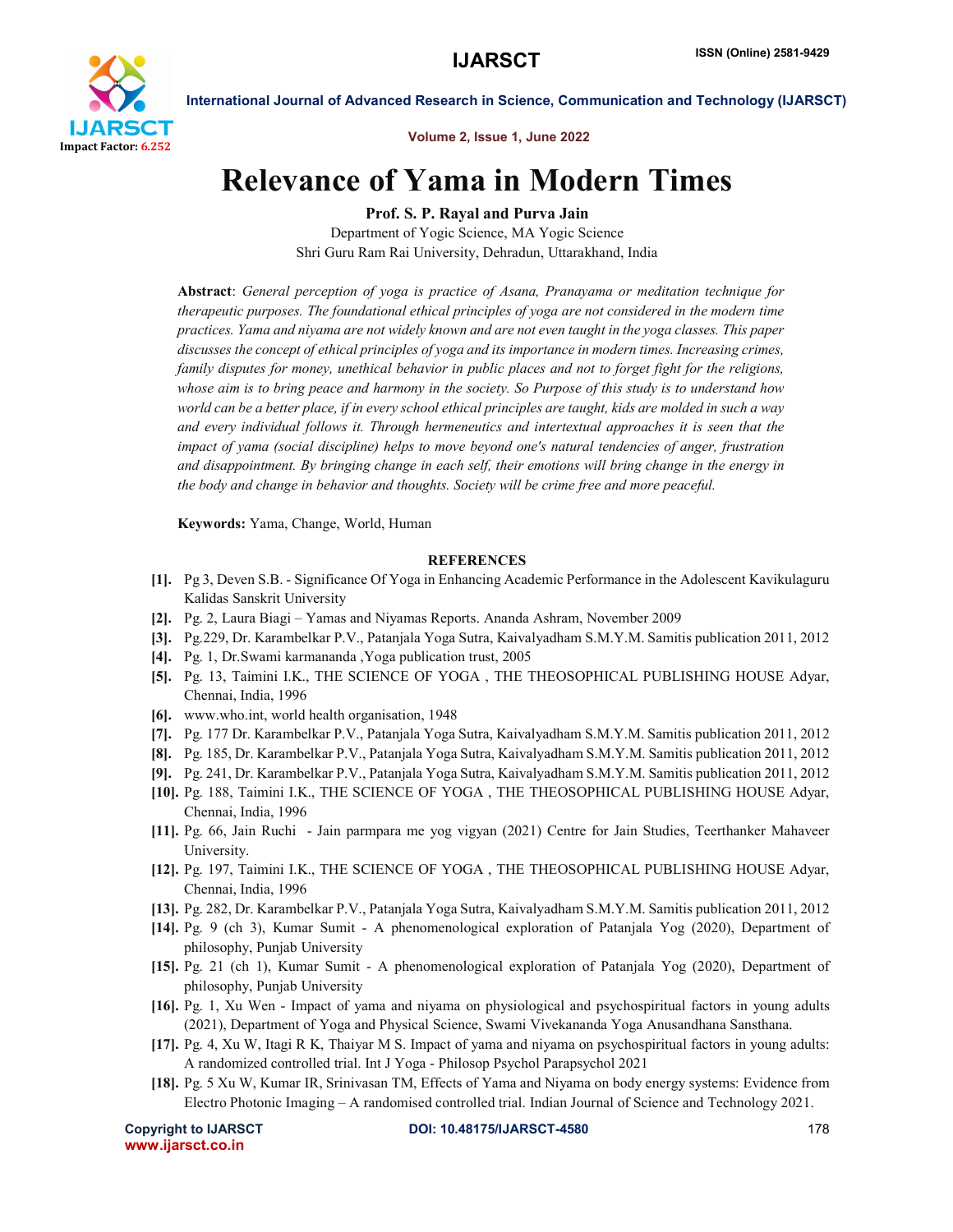# Relevance of Yama in Modern Times

**Prof. S. P. Rayal and Purva Jain**

Department of Yogic Science, MA Yogic Science

Shri Guru Ram Rai University, Dehradun, Uttarakhand, India

**Abstract**: *General perception of yoga is practice of Asana, Pranayama or meditation technique for therapeutic purposes. The foundational ethical principles of yoga are not considered in the modern time practices. Yama and niyama are not widely known and are not even taught in the yoga classes. This paper discusses the concept of ethical principles of yoga and its importance in modern times. Increasing crimes, family disputes for money, unethical behavior in public places and not to forget fight for the religions, whose aim is to bring peace and harmony in the society. So Purpose of this study is to understand how world can be a better place, if in every school ethical principles are taught, kids are molded in such a way and every individual follows it. Through hermeneutics and intertextual approaches it is seen that the impact of yama (social discipline) helps to move beyond one's natural tendencies of anger, frustration and disappointment. By bringing change in each self, their emotions will bring change in the energy in the body and change in behavior and thoughts. Society will be crime free and more peaceful.*

**Keywords:** Yama, Change, World, Human

## REFERENCES

- **[1].** Pg 3, Deven S.B. - Significance Of Yoga in Enhancing Academic Performance in the Adolescent Kavikulaguru Kalidas Sanskrit University
- **[2].** Pg. 2, Laura Biagi – Yamas and Niyamas Reports. Ananda Ashram, November 2009
- **[3].** Pg.229, Dr. Karambelkar P.V., Patanjala Yoga Sutra, Kaivalyadham S.M.Y.M. Samitis publication 2011, 2012
- **[4].** Pg. 1, Dr.Swami karmananda ,Yoga publication trust, 2005
- **[5].** Pg. 13, Taimini I.K., THE SCIENCE OF YOGA , THE THEOSOPHICAL PUBLISHING HOUSE Adyar, Chennai, India, 1996
- **[6].** www.who.int, world health organisation, 1948
- **[7].** Pg. 177 Dr. Karambelkar P.V., Patanjala Yoga Sutra, Kaivalyadham S.M.Y.M. Samitis publication 2011, 2012
- **[8].** Pg. 185, Dr. Karambelkar P.V., Patanjala Yoga Sutra, Kaivalyadham S.M.Y.M. Samitis publication 2011, 2012
- **[9].** Pg. 241, Dr. Karambelkar P.V., Patanjala Yoga Sutra, Kaivalyadham S.M.Y.M. Samitis publication 2011, 2012
- **[10].** Pg. 188, Taimini I.K., THE SCIENCE OF YOGA , THE THEOSOPHICAL PUBLISHING HOUSE Adyar, Chennai, India, 1996
- **[11].** Pg. 66, Jain Ruchi - Jain parmpara me yog vigyan (2021) Centre for Jain Studies, Teerthanker Mahaveer University.
- **[12].** Pg. 197, Taimini I.K., THE SCIENCE OF YOGA , THE THEOSOPHICAL PUBLISHING HOUSE Adyar, Chennai, India, 1996
- **[13].** Pg. 282, Dr. Karambelkar P.V., Patanjala Yoga Sutra, Kaivalyadham S.M.Y.M. Samitis publication 2011, 2012
- **[14].** Pg. 9 (ch 3), Kumar Sumit - A phenomenological exploration of Patanjala Yog (2020), Department of philosophy, Punjab University
- **[15].** Pg. 21 (ch 1), Kumar Sumit - A phenomenological exploration of Patanjala Yog (2020), Department of philosophy, Punjab University
- **[16].** Pg. 1, Xu Wen - Impact of yama and niyama on physiological and psychospiritual factors in young adults (2021), Department of Yoga and Physical Science, Swami Vivekananda Yoga Anusandhana Sansthana.
- **[17].** Pg. 4, Xu W, Itagi R K, Thaiyar M S. Impact of yama and niyama on psychospiritual factors in young adults: A randomized controlled trial. Int J Yoga - Philosop Psychol Parapsychol 2021
- **[18].** Pg. 5 Xu W, Kumar IR, Srinivasan TM, Effects of Yama and Niyama on body energy systems: Evidence from Electro Photonic Imaging – A randomised controlled trial. Indian Journal of Science and Technology 2021.